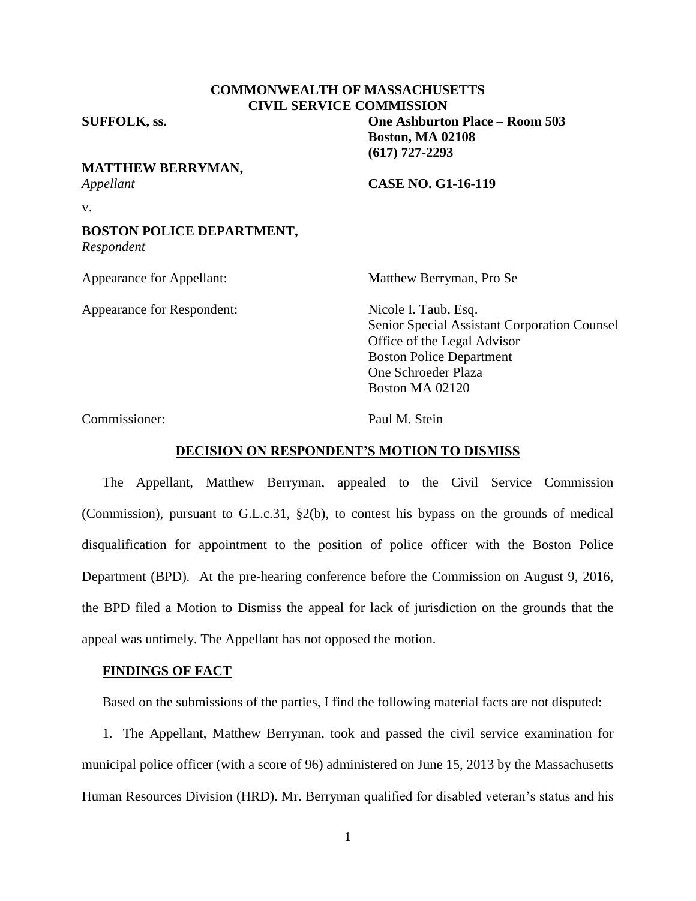**COMMONWEALTH OF MASSACHUSETTS**
**CIVIL SERVICE COMMISSION**

**SUFFOLK, ss.**

**One Ashburton Place – Room 503**
**Boston, MA 02108**
**(617) 727-2293**

**MATTHEW BERRYMAN,**
*Appellant*

**CASE NO. G1-16-119**

v.

**BOSTON POLICE DEPARTMENT,**
*Respondent*

Appearance for Appellant: Matthew Berryman, Pro Se

Appearance for Respondent: Nicole I. Taub, Esq.
Senior Special Assistant Corporation Counsel
Office of the Legal Advisor
Boston Police Department
One Schroeder Plaza
Boston MA 02120

Commissioner: Paul M. Stein

**DECISION ON RESPONDENT'S MOTION TO DISMISS**

The Appellant, Matthew Berryman, appealed to the Civil Service Commission (Commission), pursuant to G.L.c.31, §2(b), to contest his bypass on the grounds of medical disqualification for appointment to the position of police officer with the Boston Police Department (BPD). At the pre-hearing conference before the Commission on August 9, 2016, the BPD filed a Motion to Dismiss the appeal for lack of jurisdiction on the grounds that the appeal was untimely. The Appellant has not opposed the motion.

**FINDINGS OF FACT**

Based on the submissions of the parties, I find the following material facts are not disputed:

1. The Appellant, Matthew Berryman, took and passed the civil service examination for municipal police officer (with a score of 96) administered on June 15, 2013 by the Massachusetts Human Resources Division (HRD). Mr. Berryman qualified for disabled veteran's status and his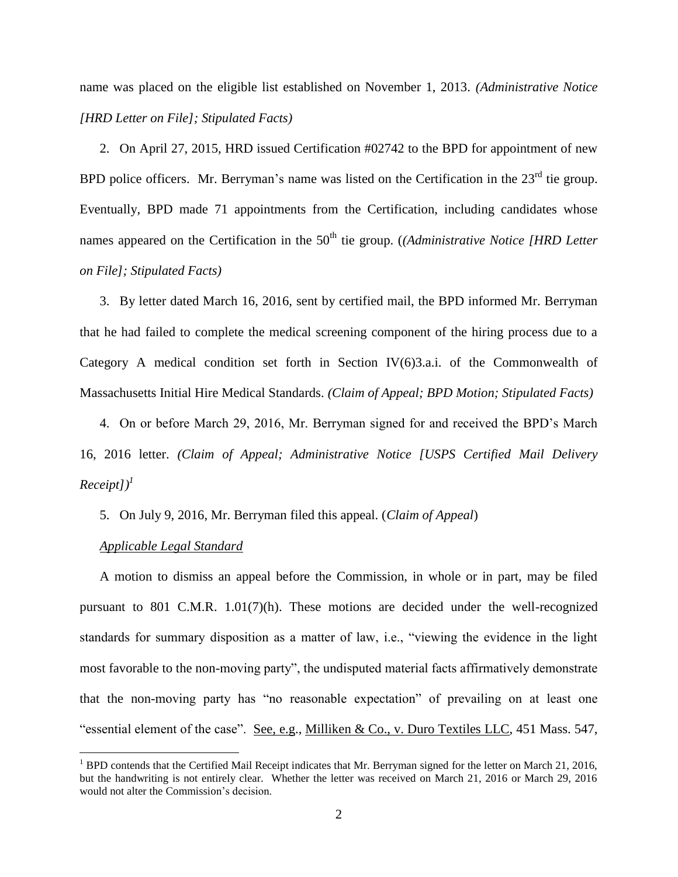name was placed on the eligible list established on November 1, 2013. *(Administrative Notice [HRD Letter on File]; Stipulated Facts)*

2. On April 27, 2015, HRD issued Certification #02742 to the BPD for appointment of new BPD police officers. Mr. Berryman's name was listed on the Certification in the 23rd tie group. Eventually, BPD made 71 appointments from the Certification, including candidates whose names appeared on the Certification in the 50th tie group. (*(Administrative Notice [HRD Letter on File]; Stipulated Facts)*

3. By letter dated March 16, 2016, sent by certified mail, the BPD informed Mr. Berryman that he had failed to complete the medical screening component of the hiring process due to a Category A medical condition set forth in Section IV(6)3.a.i. of the Commonwealth of Massachusetts Initial Hire Medical Standards. *(Claim of Appeal; BPD Motion; Stipulated Facts)*

4. On or before March 29, 2016, Mr. Berryman signed for and received the BPD's March 16, 2016 letter. *(Claim of Appeal; Administrative Notice [USPS Certified Mail Delivery Receipt])*[1]

5. On July 9, 2016, Mr. Berryman filed this appeal. (*Claim of Appeal*)

*Applicable Legal Standard*

A motion to dismiss an appeal before the Commission, in whole or in part, may be filed pursuant to 801 C.M.R. 1.01(7)(h). These motions are decided under the well-recognized standards for summary disposition as a matter of law, i.e., "viewing the evidence in the light most favorable to the non-moving party", the undisputed material facts affirmatively demonstrate that the non-moving party has "no reasonable expectation" of prevailing on at least one "essential element of the case". See, e.g., Milliken & Co., v. Duro Textiles LLC, 451 Mass. 547,

[1] BPD contends that the Certified Mail Receipt indicates that Mr. Berryman signed for the letter on March 21, 2016, but the handwriting is not entirely clear. Whether the letter was received on March 21, 2016 or March 29, 2016 would not alter the Commission's decision.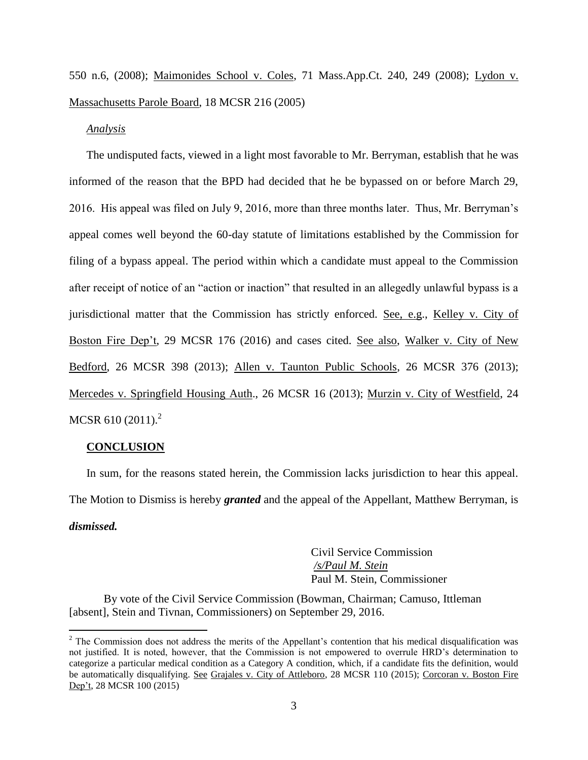550 n.6, (2008); Maimonides School v. Coles, 71 Mass.App.Ct. 240, 249 (2008); Lydon v. Massachusetts Parole Board, 18 MCSR 216 (2005)

*Analysis*

The undisputed facts, viewed in a light most favorable to Mr. Berryman, establish that he was informed of the reason that the BPD had decided that he be bypassed on or before March 29, 2016. His appeal was filed on July 9, 2016, more than three months later. Thus, Mr. Berryman's appeal comes well beyond the 60-day statute of limitations established by the Commission for filing of a bypass appeal. The period within which a candidate must appeal to the Commission after receipt of notice of an "action or inaction" that resulted in an allegedly unlawful bypass is a jurisdictional matter that the Commission has strictly enforced. See, e.g., Kelley v. City of Boston Fire Dep't, 29 MCSR 176 (2016) and cases cited. See also, Walker v. City of New Bedford, 26 MCSR 398 (2013); Allen v. Taunton Public Schools, 26 MCSR 376 (2013); Mercedes v. Springfield Housing Auth., 26 MCSR 16 (2013); Murzin v. City of Westfield, 24 MCSR 610 (2011).[2]

**CONCLUSION**

In sum, for the reasons stated herein, the Commission lacks jurisdiction to hear this appeal. The Motion to Dismiss is hereby ***granted*** and the appeal of the Appellant, Matthew Berryman, is ***dismissed.***

Civil Service Commission
*/s/Paul M. Stein*
Paul M. Stein, Commissioner

By vote of the Civil Service Commission (Bowman, Chairman; Camuso, Ittleman [absent], Stein and Tivnan, Commissioners) on September 29, 2016.

---

[2] The Commission does not address the merits of the Appellant's contention that his medical disqualification was not justified. It is noted, however, that the Commission is not empowered to overrule HRD's determination to categorize a particular medical condition as a Category A condition, which, if a candidate fits the definition, would be automatically disqualifying. See Grajales v. City of Attleboro, 28 MCSR 110 (2015); Corcoran v. Boston Fire Dep't, 28 MCSR 100 (2015)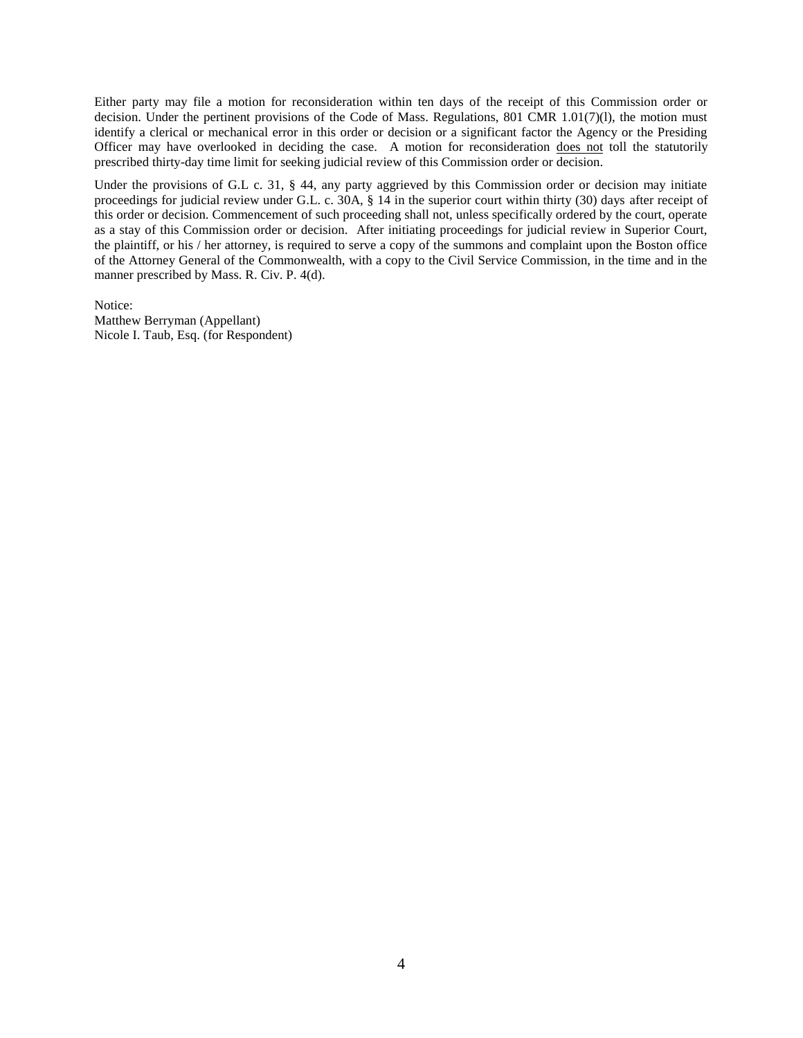Either party may file a motion for reconsideration within ten days of the receipt of this Commission order or decision. Under the pertinent provisions of the Code of Mass. Regulations, 801 CMR 1.01(7)(l), the motion must identify a clerical or mechanical error in this order or decision or a significant factor the Agency or the Presiding Officer may have overlooked in deciding the case. A motion for reconsideration does not toll the statutorily prescribed thirty-day time limit for seeking judicial review of this Commission order or decision.

Under the provisions of G.L c. 31, § 44, any party aggrieved by this Commission order or decision may initiate proceedings for judicial review under G.L. c. 30A, § 14 in the superior court within thirty (30) days after receipt of this order or decision. Commencement of such proceeding shall not, unless specifically ordered by the court, operate as a stay of this Commission order or decision. After initiating proceedings for judicial review in Superior Court, the plaintiff, or his / her attorney, is required to serve a copy of the summons and complaint upon the Boston office of the Attorney General of the Commonwealth, with a copy to the Civil Service Commission, in the time and in the manner prescribed by Mass. R. Civ. P. 4(d).

Notice:  
Matthew Berryman (Appellant)  
Nicole I. Taub, Esq. (for Respondent)